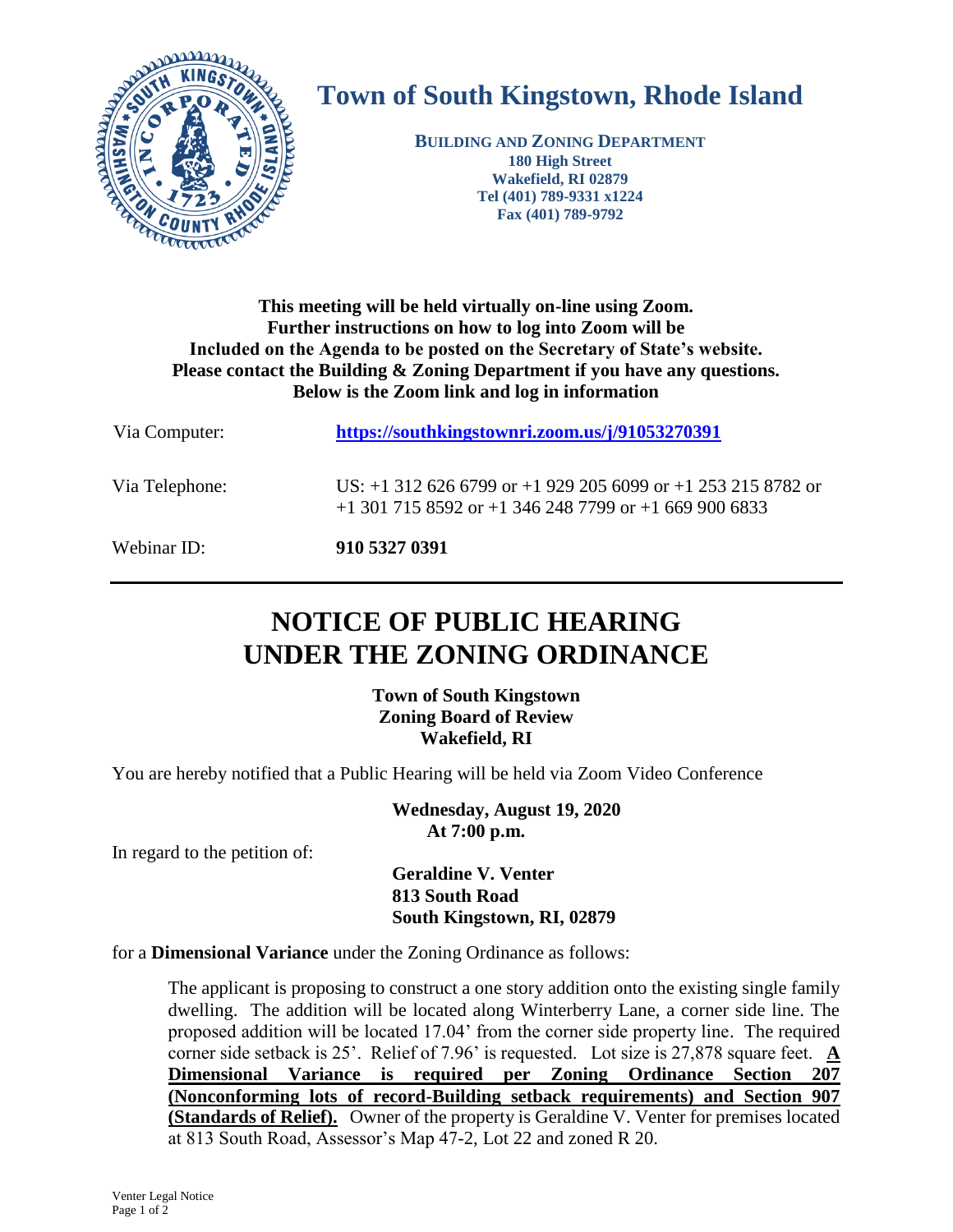# Town of South Kingstown, Rhode Island

**BUILDING AND ZONING DEPARTMENT**
**180 High Street**
**Wakefield, RI 02879**
**Tel (401) 789-9331 x1224**
**Fax (401) 789-9792**

**This meeting will be held virtually on-line using Zoom.**
**Further instructions on how to log into Zoom will be**
**Included on the Agenda to be posted on the Secretary of State's website.**
**Please contact the Building & Zoning Department if you have any questions.**
**Below is the Zoom link and log in information**

| | |
|---|---|
| Via Computer: | **https://southkingstownri.zoom.us/j/91053270391** |
| Via Telephone: | US: +1 312 626 6799 or +1 929 205 6099 or +1 253 215 8782 or +1 301 715 8592 or +1 346 248 7799 or +1 669 900 6833 |
| Webinar ID: | **910 5327 0391** |

---

# NOTICE OF PUBLIC HEARING UNDER THE ZONING ORDINANCE

**Town of South Kingstown**
**Zoning Board of Review**
**Wakefield, RI**

You are hereby notified that a Public Hearing will be held via Zoom Video Conference

**Wednesday, August 19, 2020**
**At 7:00 p.m.**

In regard to the petition of:

**Geraldine V. Venter**
**813 South Road**
**South Kingstown, RI, 02879**

for a **Dimensional Variance** under the Zoning Ordinance as follows:

The applicant is proposing to construct a one story addition onto the existing single family dwelling. The addition will be located along Winterberry Lane, a corner side line. The proposed addition will be located 17.04' from the corner side property line. The required corner side setback is 25'. Relief of 7.96' is requested. Lot size is 27,878 square feet. **A Dimensional Variance is required per Zoning Ordinance Section 207 (Nonconforming lots of record-Building setback requirements) and Section 907 (Standards of Relief).** Owner of the property is Geraldine V. Venter for premises located at 813 South Road, Assessor's Map 47-2, Lot 22 and zoned R 20.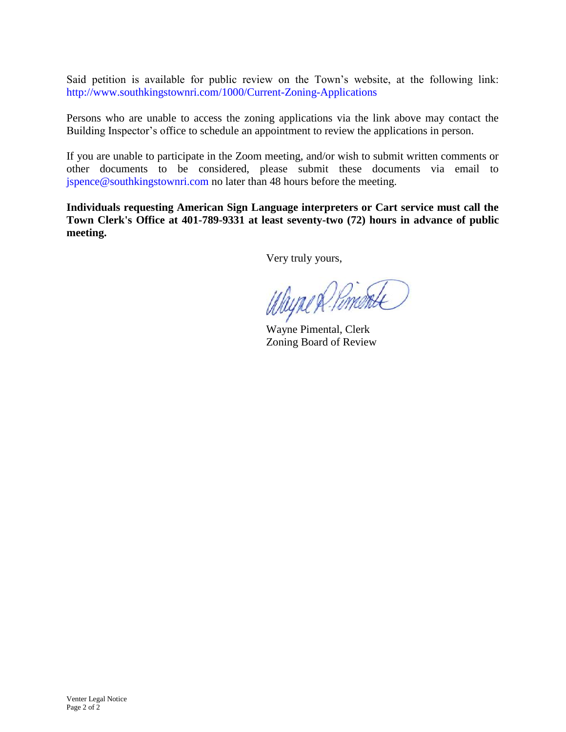Said petition is available for public review on the Town's website, at the following link: http://www.southkingstownri.com/1000/Current-Zoning-Applications

Persons who are unable to access the zoning applications via the link above may contact the Building Inspector's office to schedule an appointment to review the applications in person.

If you are unable to participate in the Zoom meeting, and/or wish to submit written comments or other documents to be considered, please submit these documents via email to jspence@southkingstownri.com no later than 48 hours before the meeting.

**Individuals requesting American Sign Language interpreters or Cart service must call the Town Clerk's Office at 401-789-9331 at least seventy-two (72) hours in advance of public meeting.**

Very truly yours,

Wayne Pimental, Clerk
Zoning Board of Review

Venter Legal Notice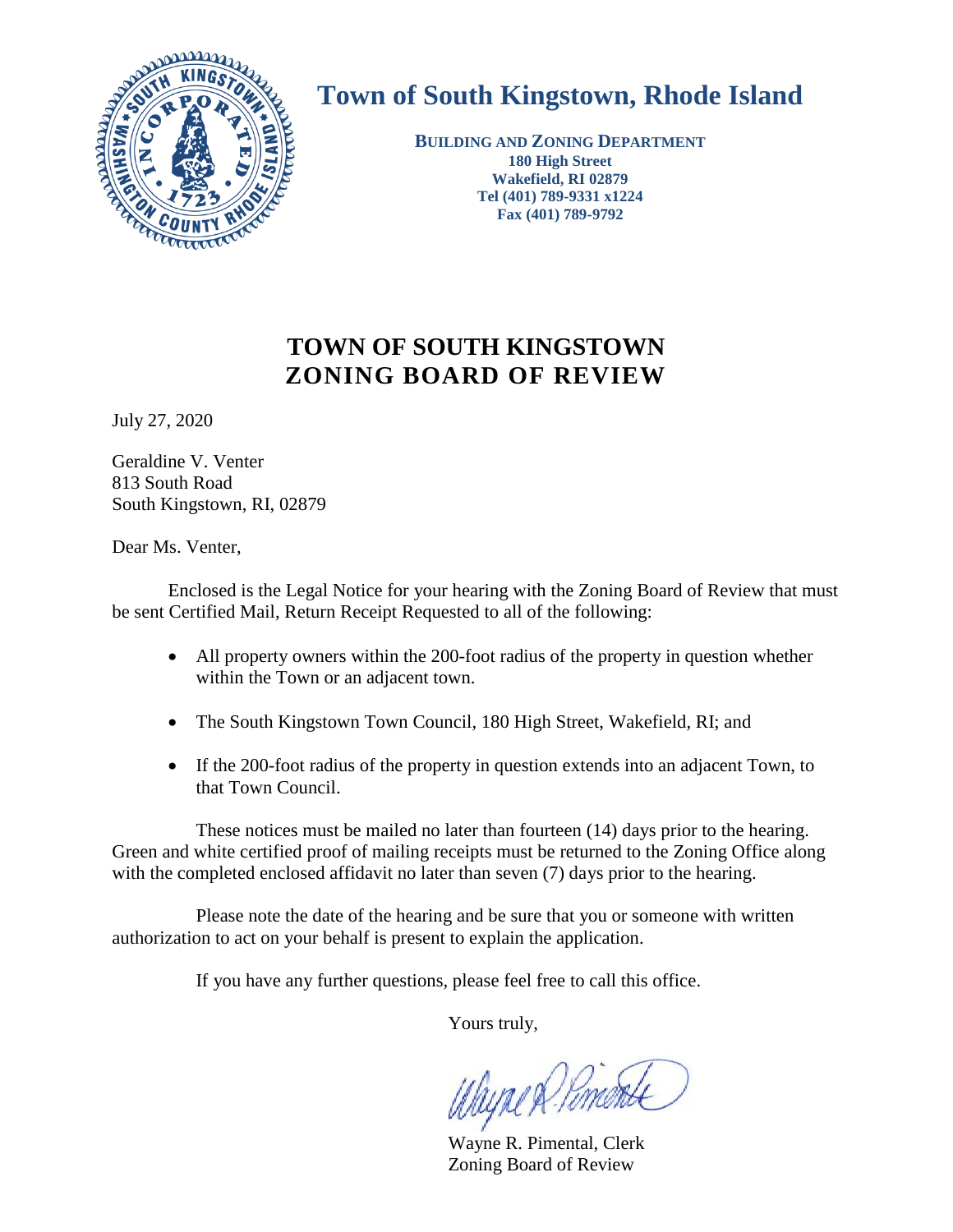# Town of South Kingstown, Rhode Island

**BUILDING AND ZONING DEPARTMENT**
**180 High Street**
**Wakefield, RI 02879**
**Tel (401) 789-9331 x1224**
**Fax (401) 789-9792**

## TOWN OF SOUTH KINGSTOWN
## ZONING BOARD OF REVIEW

July 27, 2020

Geraldine V. Venter
813 South Road
South Kingstown, RI, 02879

Dear Ms. Venter,

Enclosed is the Legal Notice for your hearing with the Zoning Board of Review that must be sent Certified Mail, Return Receipt Requested to all of the following:

- All property owners within the 200-foot radius of the property in question whether within the Town or an adjacent town.
- The South Kingstown Town Council, 180 High Street, Wakefield, RI; and
- If the 200-foot radius of the property in question extends into an adjacent Town, to that Town Council.

These notices must be mailed no later than fourteen (14) days prior to the hearing. Green and white certified proof of mailing receipts must be returned to the Zoning Office along with the completed enclosed affidavit no later than seven (7) days prior to the hearing.

Please note the date of the hearing and be sure that you or someone with written authorization to act on your behalf is present to explain the application.

If you have any further questions, please feel free to call this office.

Yours truly,

Wayne R. Pimental, Clerk
Zoning Board of Review